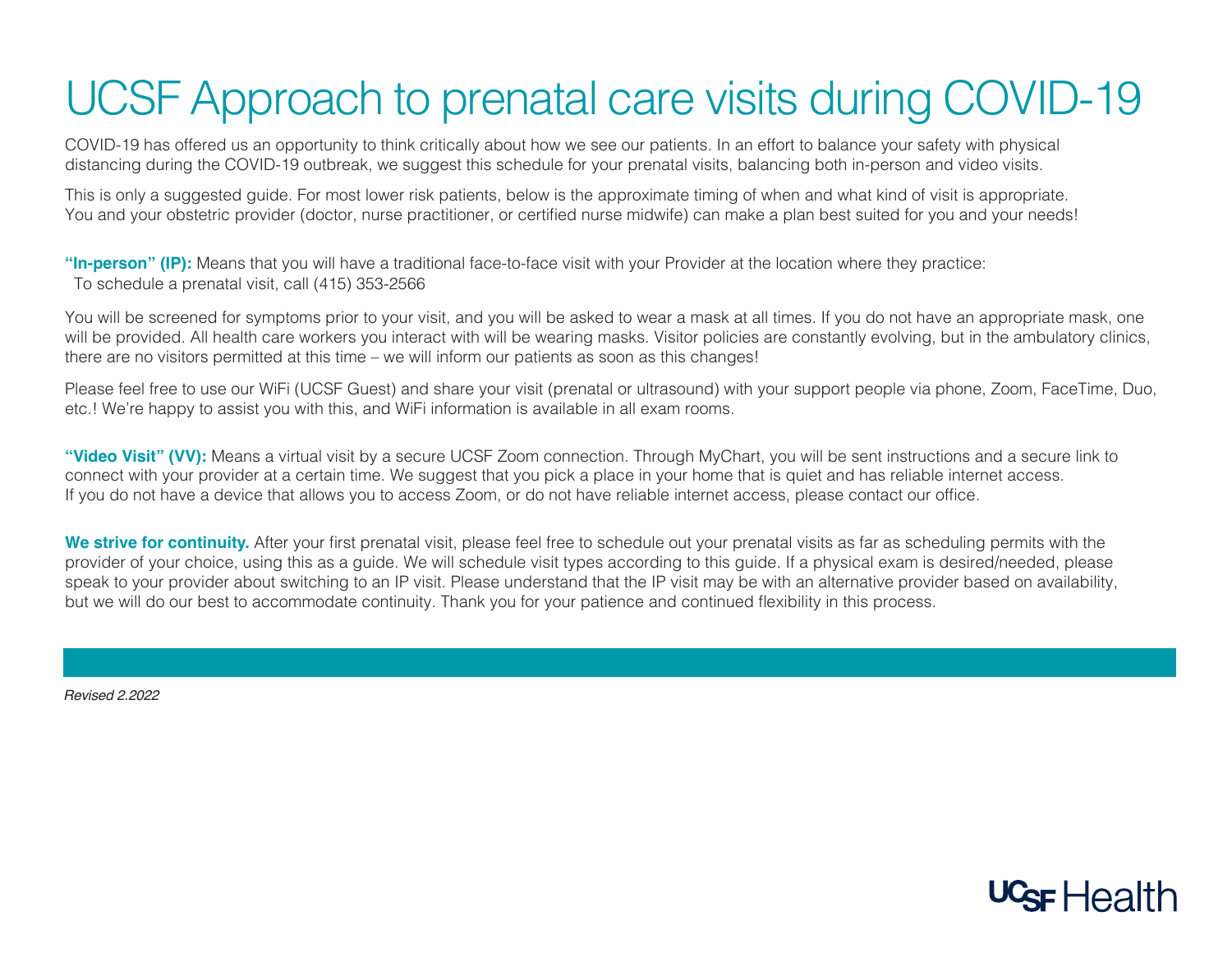# UCSF Approach to prenatal care visits during COVID-19

COVID-19 has offered us an opportunity to think critically about how we see our patients. In an effort to balance your safety with physical distancing during the COVID-19 outbreak, we suggest this schedule for your prenatal visits, balancing both in-person and video visits.

This is only a suggested guide. For most lower risk patients, below is the approximate timing of when and what kind of visit is appropriate. You and your obstetric provider (doctor, nurse practitioner, or certified nurse midwife) can make a plan best suited for you and your needs!

**"In-person" (IP):** Means that you will have a traditional face-to-face visit with your Provider at the location where they practice:
To schedule a prenatal visit, call (415) 353-2566

You will be screened for symptoms prior to your visit, and you will be asked to wear a mask at all times. If you do not have an appropriate mask, one will be provided. All health care workers you interact with will be wearing masks. Visitor policies are constantly evolving, but in the ambulatory clinics, there are no visitors permitted at this time – we will inform our patients as soon as this changes!

Please feel free to use our WiFi (UCSF Guest) and share your visit (prenatal or ultrasound) with your support people via phone, Zoom, FaceTime, Duo, etc.! We're happy to assist you with this, and WiFi information is available in all exam rooms.

**"Video Visit" (VV):** Means a virtual visit by a secure UCSF Zoom connection. Through MyChart, you will be sent instructions and a secure link to connect with your provider at a certain time. We suggest that you pick a place in your home that is quiet and has reliable internet access. If you do not have a device that allows you to access Zoom, or do not have reliable internet access, please contact our office.

**We strive for continuity.** After your first prenatal visit, please feel free to schedule out your prenatal visits as far as scheduling permits with the provider of your choice, using this as a guide. We will schedule visit types according to this guide. If a physical exam is desired/needed, please speak to your provider about switching to an IP visit. Please understand that the IP visit may be with an alternative provider based on availability, but we will do our best to accommodate continuity. Thank you for your patience and continued flexibility in this process.

*Revised 2.2022*

UCSF Health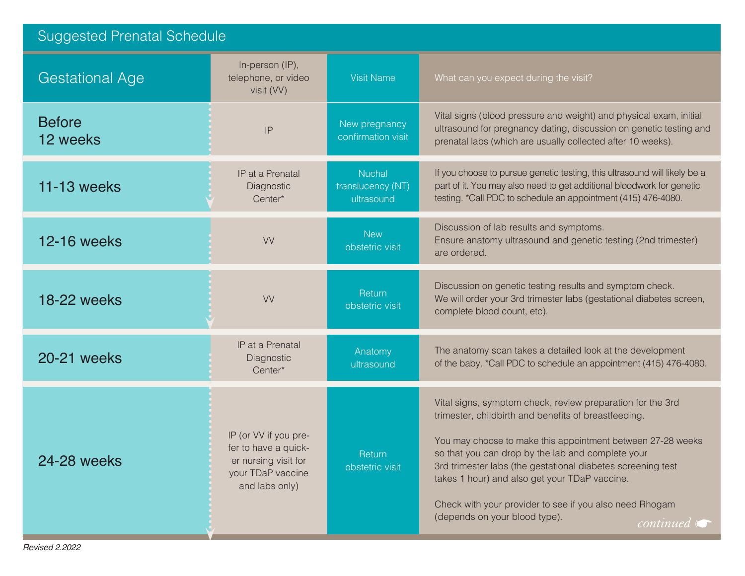# Suggested Prenatal Schedule

| Gestational Age | In-person (IP), telephone, or video visit (VV) | Visit Name | What can you expect during the visit? |
|---|---|---|---|
| Before 12 weeks | IP | New pregnancy confirmation visit | Vital signs (blood pressure and weight) and physical exam, initial ultrasound for pregnancy dating, discussion on genetic testing and prenatal labs (which are usually collected after 10 weeks). |
| 11-13 weeks | IP at a Prenatal Diagnostic Center* | Nuchal translucency (NT) ultrasound | If you choose to pursue genetic testing, this ultrasound will likely be a part of it. You may also need to get additional bloodwork for genetic testing. *Call PDC to schedule an appointment (415) 476-4080. |
| 12-16 weeks | VV | New obstetric visit | Discussion of lab results and symptoms. Ensure anatomy ultrasound and genetic testing (2nd trimester) are ordered. |
| 18-22 weeks | VV | Return obstetric visit | Discussion on genetic testing results and symptom check. We will order your 3rd trimester labs (gestational diabetes screen, complete blood count, etc). |
| 20-21 weeks | IP at a Prenatal Diagnostic Center* | Anatomy ultrasound | The anatomy scan takes a detailed look at the development of the baby. *Call PDC to schedule an appointment (415) 476-4080. |
| 24-28 weeks | IP (or VV if you prefer to have a quicker nursing visit for your TDaP vaccine and labs only) | Return obstetric visit | Vital signs, symptom check, review preparation for the 3rd trimester, childbirth and benefits of breastfeeding. You may choose to make this appointment between 27-28 weeks so that you can drop by the lab and complete your 3rd trimester labs (the gestational diabetes screening test takes 1 hour) and also get your TDaP vaccine. Check with your provider to see if you also need Rhogam (depends on your blood type). |

*continued*

*Revised 2.2022*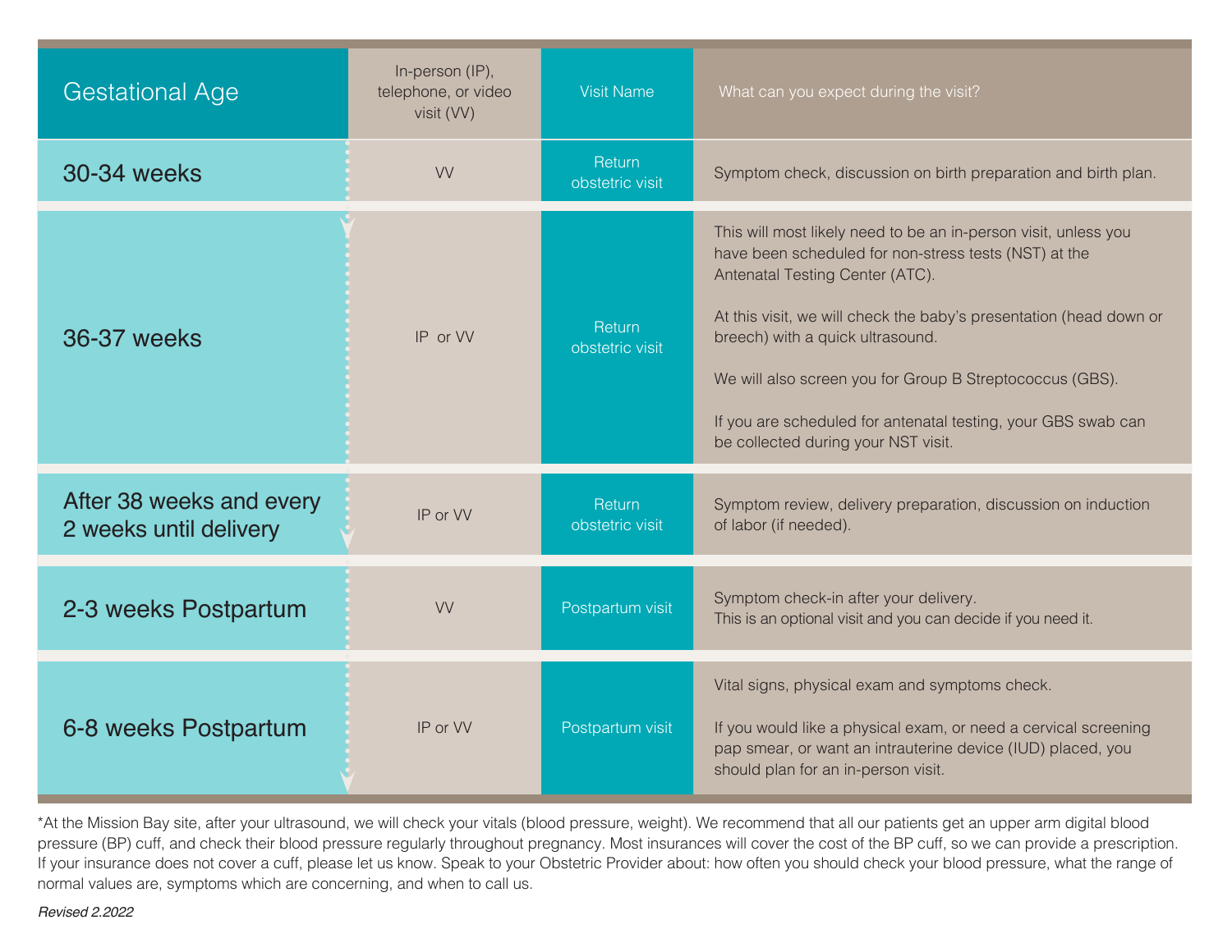| Gestational Age | In-person (IP), telephone, or video visit (VV) | Visit Name | What can you expect during the visit? |
| --- | --- | --- | --- |
| 30-34 weeks | VV | Return obstetric visit | Symptom check, discussion on birth preparation and birth plan. |
| 36-37 weeks | IP or VV | Return obstetric visit | This will most likely need to be an in-person visit, unless you have been scheduled for non-stress tests (NST) at the Antenatal Testing Center (ATC).<br><br>At this visit, we will check the baby's presentation (head down or breech) with a quick ultrasound.<br><br>We will also screen you for Group B Streptococcus (GBS).<br><br>If you are scheduled for antenatal testing, your GBS swab can be collected during your NST visit. |
| After 38 weeks and every 2 weeks until delivery | IP or VV | Return obstetric visit | Symptom review, delivery preparation, discussion on induction of labor (if needed). |
| 2-3 weeks Postpartum | VV | Postpartum visit | Symptom check-in after your delivery.<br>This is an optional visit and you can decide if you need it. |
| 6-8 weeks Postpartum | IP or VV | Postpartum visit | Vital signs, physical exam and symptoms check.<br><br>If you would like a physical exam, or need a cervical screening pap smear, or want an intrauterine device (IUD) placed, you should plan for an in-person visit. |

*At the Mission Bay site, after your ultrasound, we will check your vitals (blood pressure, weight). We recommend that all our patients get an upper arm digital blood pressure (BP) cuff, and check their blood pressure regularly throughout pregnancy. Most insurances will cover the cost of the BP cuff, so we can provide a prescription. If your insurance does not cover a cuff, please let us know. Speak to your Obstetric Provider about: how often you should check your blood pressure, what the range of normal values are, symptoms which are concerning, and when to call us.

*Revised 2.2022*